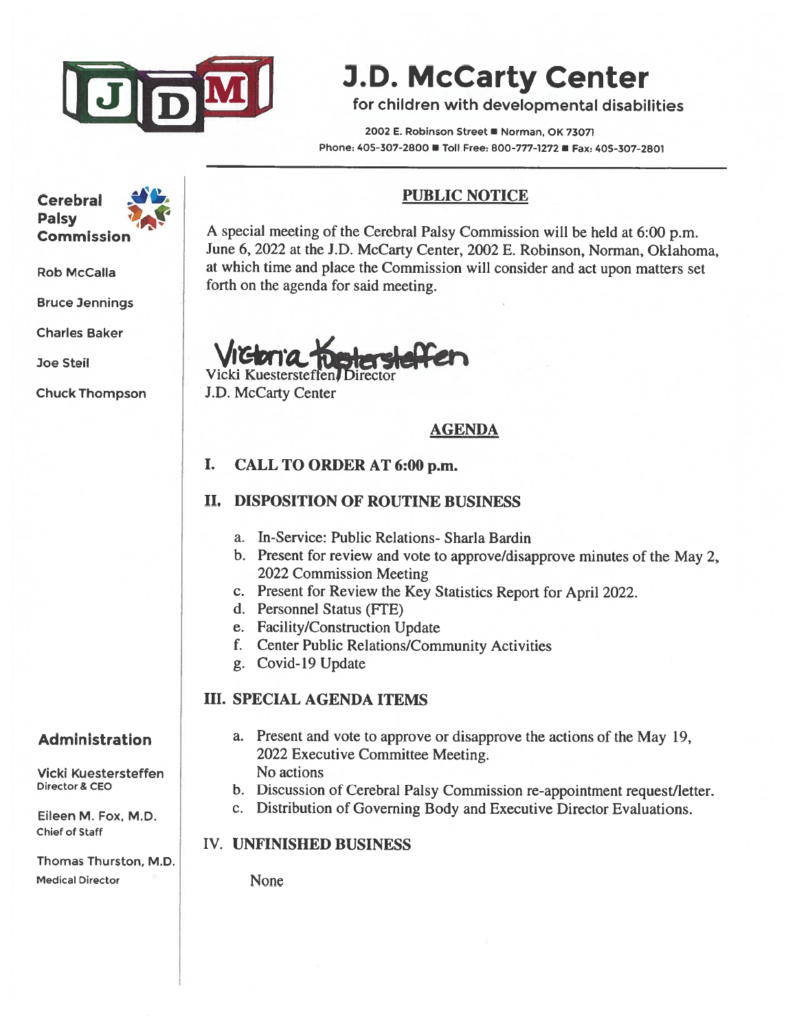# J.D. McCarty Center

for children with developmental disabilities

2002 E. Robinson Street ■ Norman, OK 73071
Phone: 405-307-2800 ■ Toll Free: 800-777-1272 ■ Fax: 405-307-2801

**Cerebral Palsy Commission**

Rob McCalla

Bruce Jennings

Charles Baker

Joe Steil

Chuck Thompson

**Administration**

Vicki Kuestersteffen
Director & CEO

Eileen M. Fox, M.D.
Chief of Staff

Thomas Thurston, M.D.
Medical Director

## PUBLIC NOTICE

A special meeting of the Cerebral Palsy Commission will be held at 6:00 p.m. June 6, 2022 at the J.D. McCarty Center, 2002 E. Robinson, Norman, Oklahoma, at which time and place the Commission will consider and act upon matters set forth on the agenda for said meeting.

Vicki Kuestersteffen, Director
J.D. McCarty Center

## AGENDA

### I. CALL TO ORDER AT 6:00 p.m.

### II. DISPOSITION OF ROUTINE BUSINESS

a. In-Service: Public Relations- Sharla Bardin
b. Present for review and vote to approve/disapprove minutes of the May 2, 2022 Commission Meeting
c. Present for Review the Key Statistics Report for April 2022.
d. Personnel Status (FTE)
e. Facility/Construction Update
f. Center Public Relations/Community Activities
g. Covid-19 Update

### III. SPECIAL AGENDA ITEMS

a. Present and vote to approve or disapprove the actions of the May 19, 2022 Executive Committee Meeting.
No actions
b. Discussion of Cerebral Palsy Commission re-appointment request/letter.
c. Distribution of Governing Body and Executive Director Evaluations.

### IV. UNFINISHED BUSINESS

None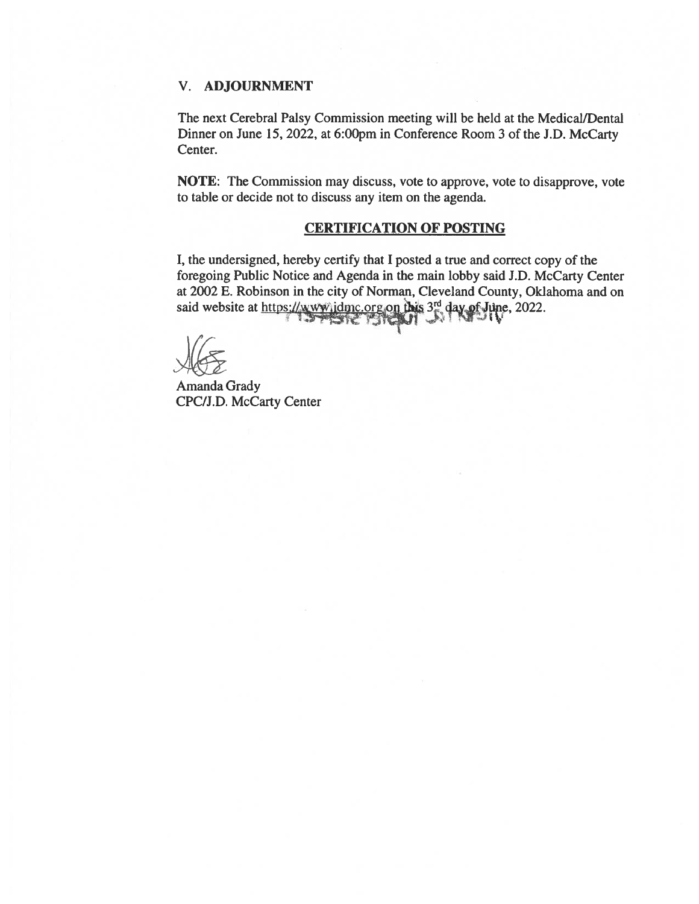## V. ADJOURNMENT

The next Cerebral Palsy Commission meeting will be held at the Medical/Dental Dinner on June 15, 2022, at 6:00pm in Conference Room 3 of the J.D. McCarty Center.

**NOTE**: The Commission may discuss, vote to approve, vote to disapprove, vote to table or decide not to discuss any item on the agenda.

### CERTIFICATION OF POSTING

I, the undersigned, hereby certify that I posted a true and correct copy of the foregoing Public Notice and Agenda in the main lobby said J.D. McCarty Center at 2002 E. Robinson in the city of Norman, Cleveland County, Oklahoma and on said website at https://www.jdmc.org on this 3rd day of June, 2022.

Amanda Grady
CPC/J.D. McCarty Center